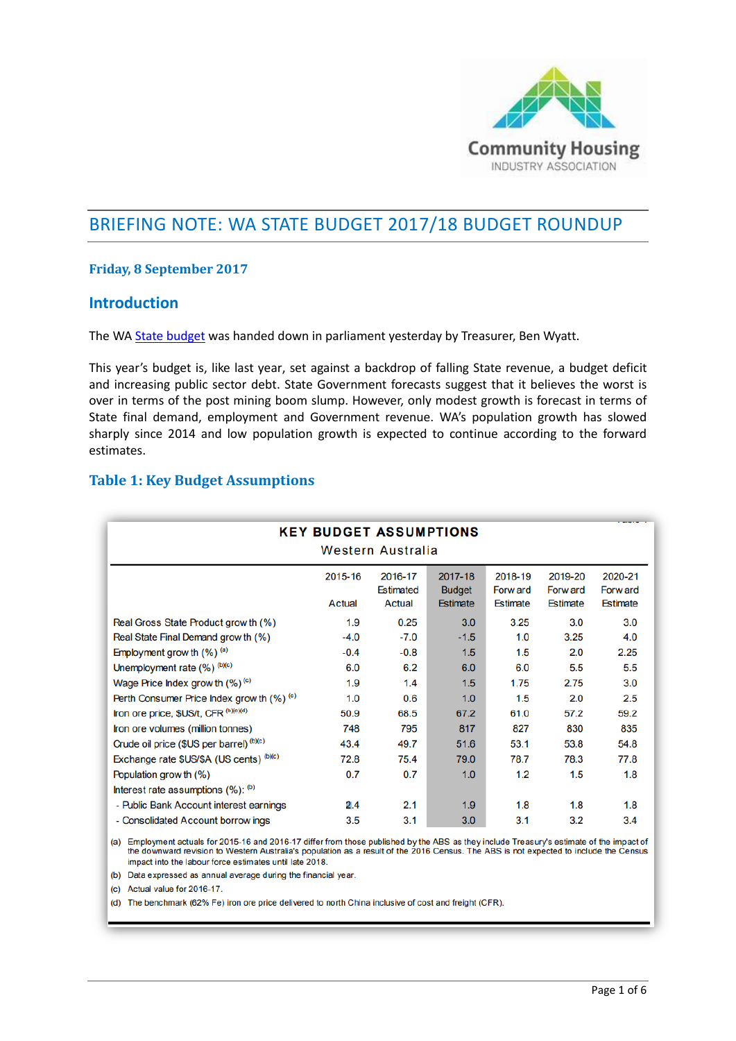# BRIEFING NOTE: WA STATE BUDGET 2017/18 BUDGET ROUNDUP

**Friday, 8 September 2017**

## Introduction

The WA State budget was handed down in parliament yesterday by Treasurer, Ben Wyatt.

This year's budget is, like last year, set against a backdrop of falling State revenue, a budget deficit and increasing public sector debt. State Government forecasts suggest that it believes the worst is over in terms of the post mining boom slump. However, only modest growth is forecast in terms of State final demand, employment and Government revenue. WA's population growth has slowed sharply since 2014 and low population growth is expected to continue according to the forward estimates.

## Table 1: Key Budget Assumptions

**KEY BUDGET ASSUMPTIONS**
Western Australia

| | 2015-16 Actual | 2016-17 Estimated Actual | 2017-18 Budget Estimate | 2018-19 Forward Estimate | 2019-20 Forward Estimate | 2020-21 Forward Estimate |
|---|---|---|---|---|---|---|
| Real Gross State Product growth (%) | 1.9 | 0.25 | 3.0 | 3.25 | 3.0 | 3.0 |
| Real State Final Demand growth (%) | -4.0 | -7.0 | -1.5 | 1.0 | 3.25 | 4.0 |
| Employment growth (%) (a) | -0.4 | -0.8 | 1.5 | 1.5 | 2.0 | 2.25 |
| Unemployment rate (%) (b)(c) | 6.0 | 6.2 | 6.0 | 6.0 | 5.5 | 5.5 |
| Wage Price Index growth (%) (c) | 1.9 | 1.4 | 1.5 | 1.75 | 2.75 | 3.0 |
| Perth Consumer Price Index growth (%) (c) | 1.0 | 0.6 | 1.0 | 1.5 | 2.0 | 2.5 |
| Iron ore price, $US/t, CFR (b)(c)(d) | 50.9 | 68.5 | 67.2 | 61.0 | 57.2 | 59.2 |
| Iron ore volumes (million tonnes) | 748 | 795 | 817 | 827 | 830 | 835 |
| Crude oil price ($US per barrel) (b)(c) | 43.4 | 49.7 | 51.6 | 53.1 | 53.8 | 54.8 |
| Exchange rate $US/$A (US cents) (b)(c) | 72.8 | 75.4 | 79.0 | 78.7 | 78.3 | 77.8 |
| Population growth (%) | 0.7 | 0.7 | 1.0 | 1.2 | 1.5 | 1.8 |
| Interest rate assumptions (%): (b) | | | | | | |
| - Public Bank Account interest earnings | 2.4 | 2.1 | 1.9 | 1.8 | 1.8 | 1.8 |
| - Consolidated Account borrowings | 3.5 | 3.1 | 3.0 | 3.1 | 3.2 | 3.4 |

(a) Employment actuals for 2015-16 and 2016-17 differ from those published by the ABS as they include Treasury's estimate of the impact of the downward revision to Western Australia's population as a result of the 2016 Census. The ABS is not expected to include the Census impact into the labour force estimates until late 2018.

(b) Data expressed as annual average during the financial year.

(c) Actual value for 2016-17.

(d) The benchmark (62% Fe) iron ore price delivered to north China inclusive of cost and freight (CFR).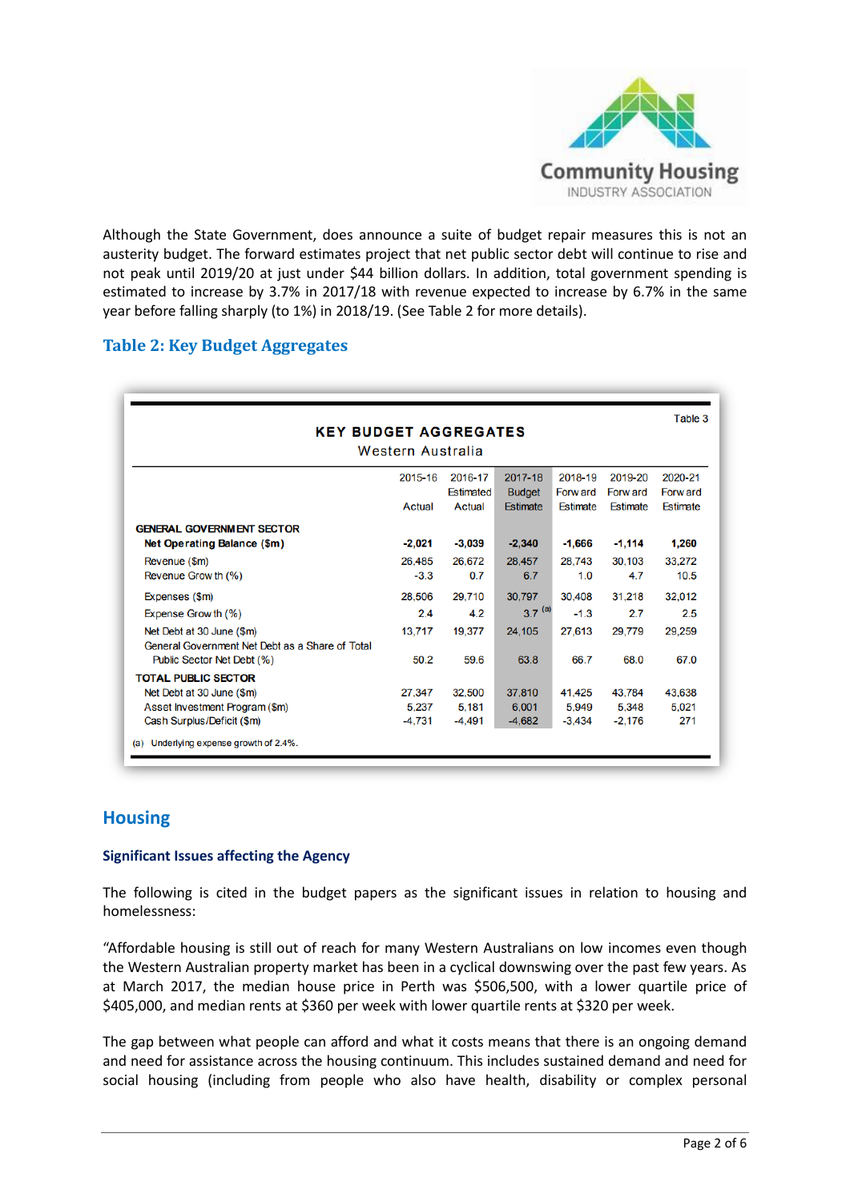Although the State Government, does announce a suite of budget repair measures this is not an austerity budget. The forward estimates project that net public sector debt will continue to rise and not peak until 2019/20 at just under $44 billion dollars. In addition, total government spending is estimated to increase by 3.7% in 2017/18 with revenue expected to increase by 6.7% in the same year before falling sharply (to 1%) in 2018/19. (See Table 2 for more details).

## Table 2: Key Budget Aggregates

Table 3

**KEY BUDGET AGGREGATES**
Western Australia

| | 2015-16 Actual | 2016-17 Estimated Actual | 2017-18 Budget Estimate | 2018-19 Forward Estimate | 2019-20 Forward Estimate | 2020-21 Forward Estimate |
|---|---|---|---|---|---|---|
| **GENERAL GOVERNMENT SECTOR** | | | | | | |
| **Net Operating Balance ($m)** | **-2,021** | **-3,039** | **-2,340** | **-1,666** | **-1,114** | **1,260** |
| Revenue ($m) | 26,485 | 26,672 | 28,457 | 28,743 | 30,103 | 33,272 |
| Revenue Growth (%) | -3.3 | 0.7 | 6.7 | 1.0 | 4.7 | 10.5 |
| Expenses ($m) | 28,506 | 29,710 | 30,797 | 30,408 | 31,218 | 32,012 |
| Expense Growth (%) | 2.4 | 4.2 | 3.7 (a) | -1.3 | 2.7 | 2.5 |
| Net Debt at 30 June ($m) | 13,717 | 19,377 | 24,105 | 27,613 | 29,779 | 29,259 |
| General Government Net Debt as a Share of Total Public Sector Net Debt (%) | 50.2 | 59.6 | 63.8 | 66.7 | 68.0 | 67.0 |
| **TOTAL PUBLIC SECTOR** | | | | | | |
| Net Debt at 30 June ($m) | 27,347 | 32,500 | 37,810 | 41,425 | 43,784 | 43,638 |
| Asset Investment Program ($m) | 5,237 | 5,181 | 6,001 | 5,949 | 5,348 | 5,021 |
| Cash Surplus/Deficit ($m) | -4,731 | -4,491 | -4,682 | -3,434 | -2,176 | 271 |

(a) Underlying expense growth of 2.4%.

## Housing

### Significant Issues affecting the Agency

The following is cited in the budget papers as the significant issues in relation to housing and homelessness:

"Affordable housing is still out of reach for many Western Australians on low incomes even though the Western Australian property market has been in a cyclical downswing over the past few years. As at March 2017, the median house price in Perth was $506,500, with a lower quartile price of $405,000, and median rents at $360 per week with lower quartile rents at $320 per week.

The gap between what people can afford and what it costs means that there is an ongoing demand and need for assistance across the housing continuum. This includes sustained demand and need for social housing (including from people who also have health, disability or complex personal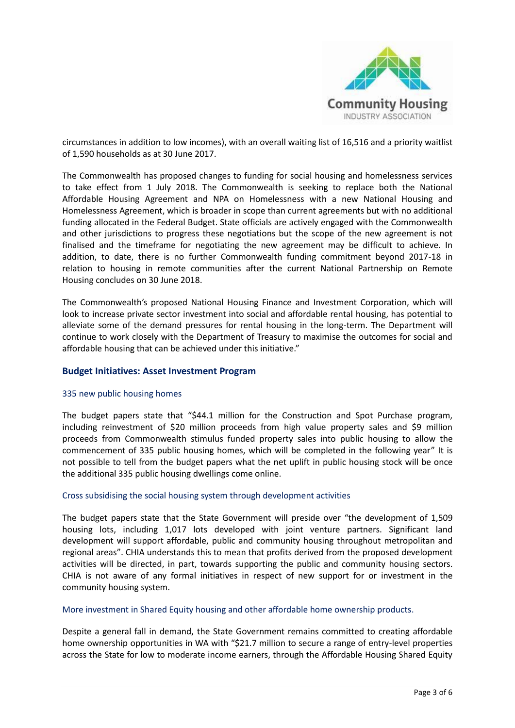circumstances in addition to low incomes), with an overall waiting list of 16,516 and a priority waitlist of 1,590 households as at 30 June 2017.

The Commonwealth has proposed changes to funding for social housing and homelessness services to take effect from 1 July 2018. The Commonwealth is seeking to replace both the National Affordable Housing Agreement and NPA on Homelessness with a new National Housing and Homelessness Agreement, which is broader in scope than current agreements but with no additional funding allocated in the Federal Budget. State officials are actively engaged with the Commonwealth and other jurisdictions to progress these negotiations but the scope of the new agreement is not finalised and the timeframe for negotiating the new agreement may be difficult to achieve. In addition, to date, there is no further Commonwealth funding commitment beyond 2017-18 in relation to housing in remote communities after the current National Partnership on Remote Housing concludes on 30 June 2018.

The Commonwealth's proposed National Housing Finance and Investment Corporation, which will look to increase private sector investment into social and affordable rental housing, has potential to alleviate some of the demand pressures for rental housing in the long-term. The Department will continue to work closely with the Department of Treasury to maximise the outcomes for social and affordable housing that can be achieved under this initiative."

## Budget Initiatives: Asset Investment Program

### 335 new public housing homes

The budget papers state that "$44.1 million for the Construction and Spot Purchase program, including reinvestment of $20 million proceeds from high value property sales and $9 million proceeds from Commonwealth stimulus funded property sales into public housing to allow the commencement of 335 public housing homes, which will be completed in the following year" It is not possible to tell from the budget papers what the net uplift in public housing stock will be once the additional 335 public housing dwellings come online.

### Cross subsidising the social housing system through development activities

The budget papers state that the State Government will preside over "the development of 1,509 housing lots, including 1,017 lots developed with joint venture partners. Significant land development will support affordable, public and community housing throughout metropolitan and regional areas". CHIA understands this to mean that profits derived from the proposed development activities will be directed, in part, towards supporting the public and community housing sectors. CHIA is not aware of any formal initiatives in respect of new support for or investment in the community housing system.

### More investment in Shared Equity housing and other affordable home ownership products.

Despite a general fall in demand, the State Government remains committed to creating affordable home ownership opportunities in WA with "$21.7 million to secure a range of entry-level properties across the State for low to moderate income earners, through the Affordable Housing Shared Equity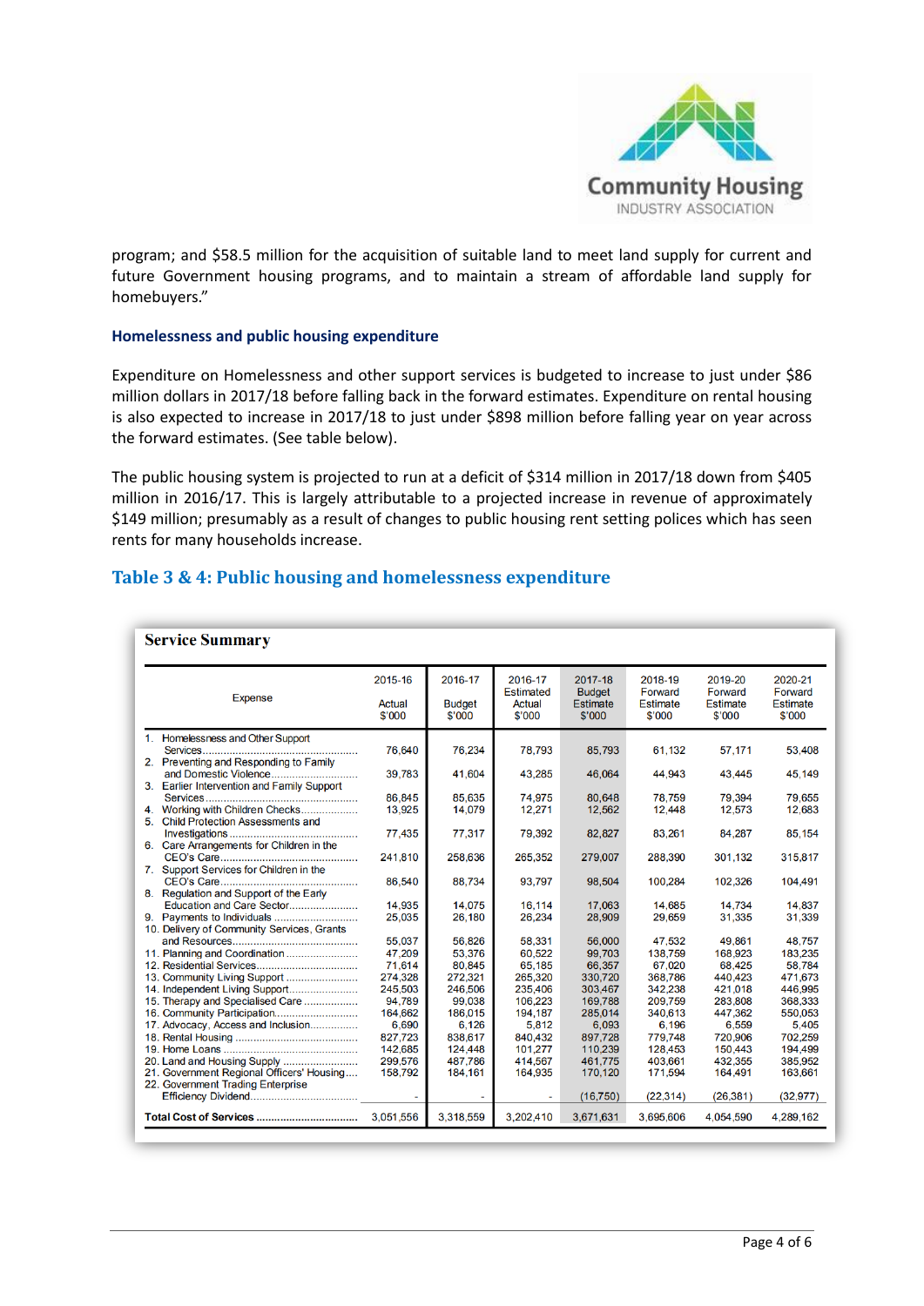program; and $58.5 million for the acquisition of suitable land to meet land supply for current and future Government housing programs, and to maintain a stream of affordable land supply for homebuyers."

### Homelessness and public housing expenditure

Expenditure on Homelessness and other support services is budgeted to increase to just under $86 million dollars in 2017/18 before falling back in the forward estimates. Expenditure on rental housing is also expected to increase in 2017/18 to just under $898 million before falling year on year across the forward estimates. (See table below).

The public housing system is projected to run at a deficit of $314 million in 2017/18 down from $405 million in 2016/17. This is largely attributable to a projected increase in revenue of approximately $149 million; presumably as a result of changes to public housing rent setting polices which has seen rents for many households increase.

## Table 3 & 4: Public housing and homelessness expenditure

**Service Summary**

| Expense | 2015-16 Actual $'000 | 2016-17 Budget $'000 | 2016-17 Estimated Actual $'000 | 2017-18 Budget Estimate $'000 | 2018-19 Forward Estimate $'000 | 2019-20 Forward Estimate $'000 | 2020-21 Forward Estimate $'000 |
|---|---|---|---|---|---|---|---|
| 1. Homelessness and Other Support Services | 76,640 | 76,234 | 78,793 | 85,793 | 61,132 | 57,171 | 53,408 |
| 2. Preventing and Responding to Family and Domestic Violence | 39,783 | 41,604 | 43,285 | 46,064 | 44,943 | 43,445 | 45,149 |
| 3. Earlier Intervention and Family Support Services | 86,845 | 85,635 | 74,975 | 80,648 | 78,759 | 79,394 | 79,655 |
| 4. Working with Children Checks | 13,925 | 14,079 | 12,271 | 12,562 | 12,448 | 12,573 | 12,683 |
| 5. Child Protection Assessments and Investigations | 77,435 | 77,317 | 79,392 | 82,827 | 83,261 | 84,287 | 85,154 |
| 6. Care Arrangements for Children in the CEO's Care | 241,810 | 258,636 | 265,352 | 279,007 | 288,390 | 301,132 | 315,817 |
| 7. Support Services for Children in the CEO's Care | 86,540 | 88,734 | 93,797 | 98,504 | 100,284 | 102,326 | 104,491 |
| 8. Regulation and Support of the Early Education and Care Sector | 14,935 | 14,075 | 16,114 | 17,063 | 14,685 | 14,734 | 14,837 |
| 9. Payments to Individuals | 25,035 | 26,180 | 26,234 | 28,909 | 29,659 | 31,335 | 31,339 |
| 10. Delivery of Community Services, Grants and Resources | 55,037 | 56,826 | 58,331 | 56,000 | 47,532 | 49,861 | 48,757 |
| 11. Planning and Coordination | 47,209 | 53,376 | 60,522 | 99,703 | 138,759 | 168,923 | 183,235 |
| 12. Residential Services | 71,614 | 80,845 | 65,185 | 66,357 | 67,020 | 68,425 | 58,784 |
| 13. Community Living Support | 274,328 | 272,321 | 265,320 | 330,720 | 368,786 | 440,423 | 471,673 |
| 14. Independent Living Support | 245,503 | 246,506 | 235,406 | 303,467 | 342,238 | 421,018 | 446,995 |
| 15. Therapy and Specialised Care | 94,789 | 99,038 | 106,223 | 169,788 | 209,759 | 283,808 | 368,333 |
| 16. Community Participation | 164,662 | 186,015 | 194,187 | 285,014 | 340,613 | 447,362 | 550,053 |
| 17. Advocacy, Access and Inclusion | 6,690 | 6,126 | 5,812 | 6,093 | 6,196 | 6,559 | 5,405 |
| 18. Rental Housing | 827,723 | 838,617 | 840,432 | 897,728 | 779,748 | 720,906 | 702,259 |
| 19. Home Loans | 142,685 | 124,448 | 101,277 | 110,239 | 128,453 | 150,443 | 194,499 |
| 20. Land and Housing Supply | 299,576 | 487,786 | 414,567 | 461,775 | 403,661 | 432,355 | 385,952 |
| 21. Government Regional Officers' Housing | 158,792 | 184,161 | 164,935 | 170,120 | 171,594 | 164,491 | 163,661 |
| 22. Government Trading Enterprise Efficiency Dividend | - | - | - | (16,750) | (22,314) | (26,381) | (32,977) |
| **Total Cost of Services** | 3,051,556 | 3,318,559 | 3,202,410 | 3,671,631 | 3,695,606 | 4,054,590 | 4,289,162 |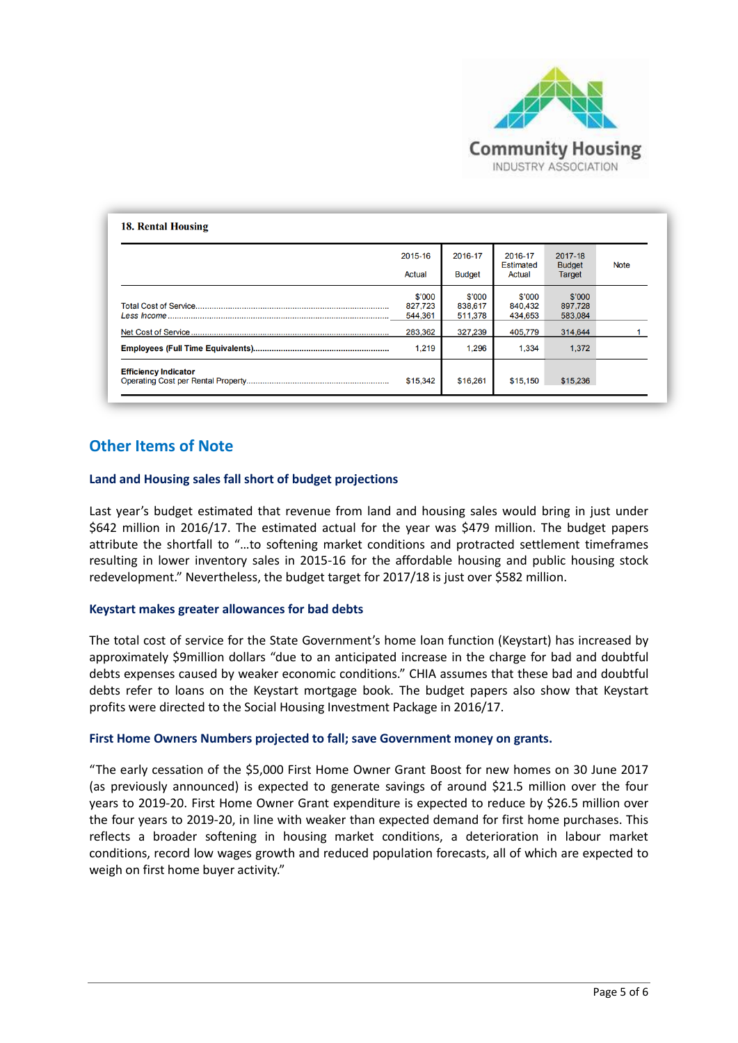Community Housing INDUSTRY ASSOCIATION

**18. Rental Housing**

| | 2015-16 Actual | 2016-17 Budget | 2016-17 Estimated Actual | 2017-18 Budget Target | Note |
|---|---|---|---|---|---|
| | $'000 | $'000 | $'000 | $'000 | |
| Total Cost of Service | 827,723 | 838,617 | 840,432 | 897,728 | |
| *Less Income* | 544,361 | 511,378 | 434,653 | 583,084 | |
| Net Cost of Service | 283,362 | 327,239 | 405,779 | 314,644 | 1 |
| **Employees (Full Time Equivalents)** | 1,219 | 1,296 | 1,334 | 1,372 | |
| **Efficiency Indicator** | | | | | |
| Operating Cost per Rental Property | $15,342 | $16,261 | $15,150 | $15,236 | |

## Other Items of Note

### Land and Housing sales fall short of budget projections

Last year's budget estimated that revenue from land and housing sales would bring in just under $642 million in 2016/17. The estimated actual for the year was $479 million. The budget papers attribute the shortfall to "…to softening market conditions and protracted settlement timeframes resulting in lower inventory sales in 2015-16 for the affordable housing and public housing stock redevelopment." Nevertheless, the budget target for 2017/18 is just over $582 million.

### Keystart makes greater allowances for bad debts

The total cost of service for the State Government's home loan function (Keystart) has increased by approximately $9million dollars "due to an anticipated increase in the charge for bad and doubtful debts expenses caused by weaker economic conditions." CHIA assumes that these bad and doubtful debts refer to loans on the Keystart mortgage book. The budget papers also show that Keystart profits were directed to the Social Housing Investment Package in 2016/17.

### First Home Owners Numbers projected to fall; save Government money on grants.

"The early cessation of the $5,000 First Home Owner Grant Boost for new homes on 30 June 2017 (as previously announced) is expected to generate savings of around $21.5 million over the four years to 2019-20. First Home Owner Grant expenditure is expected to reduce by $26.5 million over the four years to 2019-20, in line with weaker than expected demand for first home purchases. This reflects a broader softening in housing market conditions, a deterioration in labour market conditions, record low wages growth and reduced population forecasts, all of which are expected to weigh on first home buyer activity."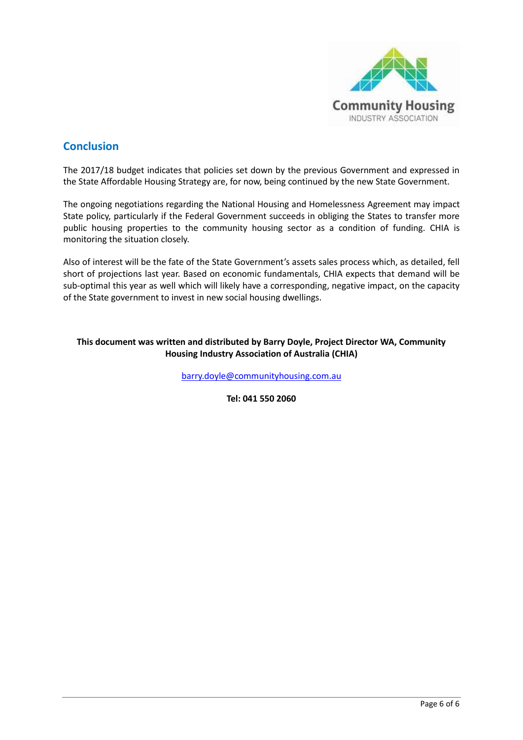## Conclusion

The 2017/18 budget indicates that policies set down by the previous Government and expressed in the State Affordable Housing Strategy are, for now, being continued by the new State Government.

The ongoing negotiations regarding the National Housing and Homelessness Agreement may impact State policy, particularly if the Federal Government succeeds in obliging the States to transfer more public housing properties to the community housing sector as a condition of funding. CHIA is monitoring the situation closely.

Also of interest will be the fate of the State Government's assets sales process which, as detailed, fell short of projections last year. Based on economic fundamentals, CHIA expects that demand will be sub-optimal this year as well which will likely have a corresponding, negative impact, on the capacity of the State government to invest in new social housing dwellings.

**This document was written and distributed by Barry Doyle, Project Director WA, Community Housing Industry Association of Australia (CHIA)**

barry.doyle@communityhousing.com.au

**Tel: 041 550 2060**